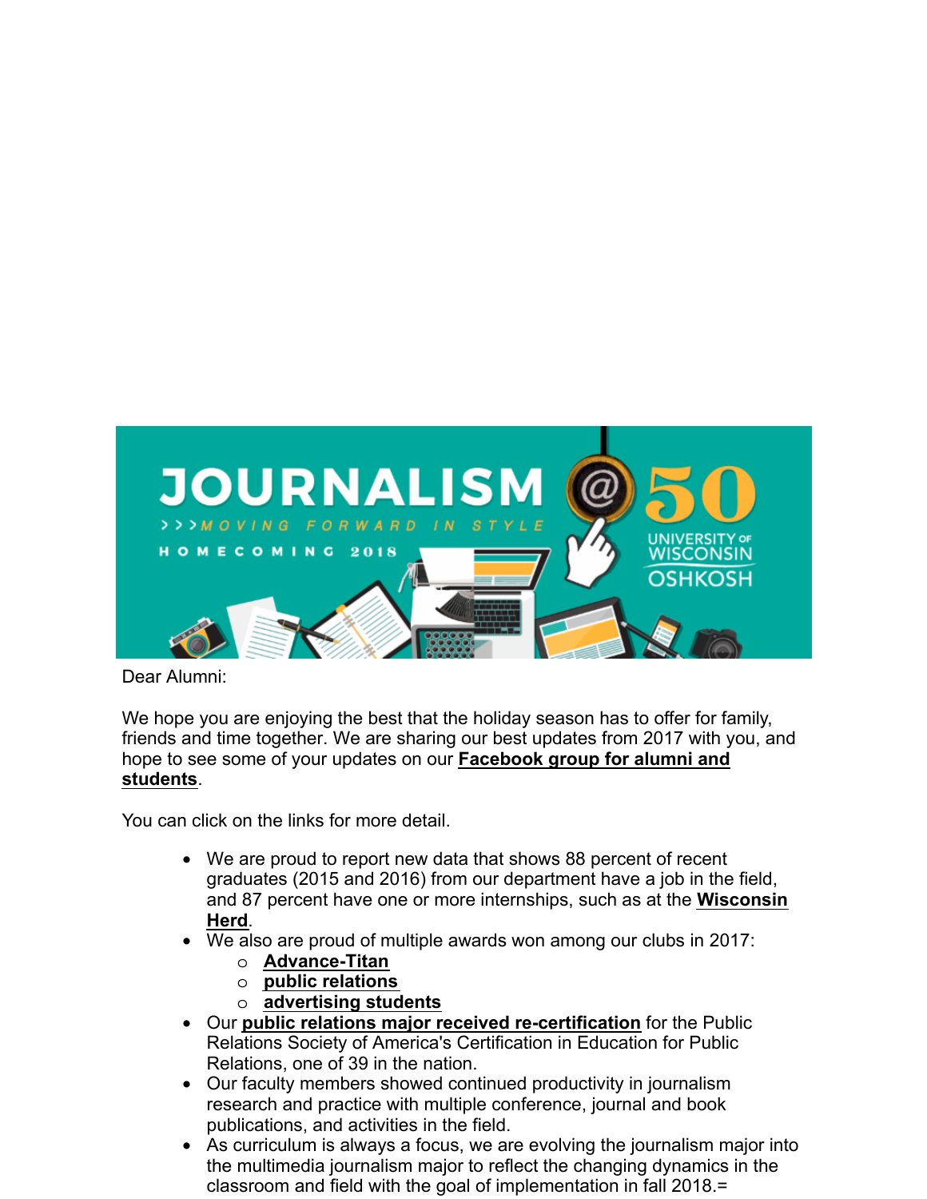Dear Alumni:

We hope you are enjoying the best that the holiday season has to offer for family, friends and time together. We are sharing our best updates from 2017 with you, and hope to see some of your updates on our **Facebook group for alumni and students**.

You can click on the links for more detail.

- We are proud to report new data that shows 88 percent of recent graduates (2015 and 2016) from our department have a job in the field, and 87 percent have one or more internships, such as at the **Wisconsin Herd**.
- We also are proud of multiple awards won among our clubs in 2017:
  - **Advance-Titan**
  - **public relations**
  - **advertising students**
- Our **public relations major received re-certification** for the Public Relations Society of America's Certification in Education for Public Relations, one of 39 in the nation.
- Our faculty members showed continued productivity in journalism research and practice with multiple conference, journal and book publications, and activities in the field.
- As curriculum is always a focus, we are evolving the journalism major into the multimedia journalism major to reflect the changing dynamics in the classroom and field with the goal of implementation in fall 2018.=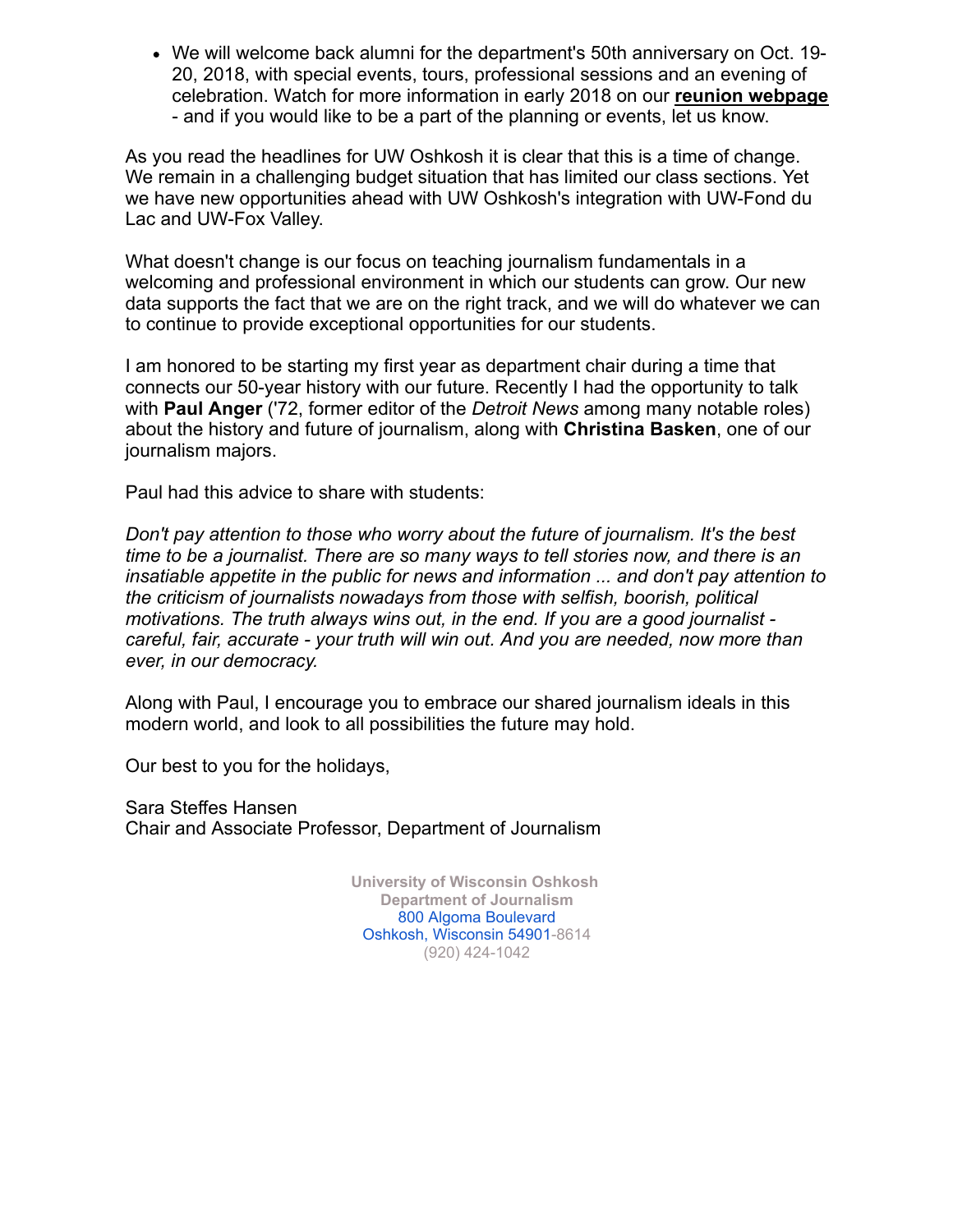- We will welcome back alumni for the department's 50th anniversary on Oct. 19-20, 2018, with special events, tours, professional sessions and an evening of celebration. Watch for more information in early 2018 on our **reunion webpage** - and if you would like to be a part of the planning or events, let us know.

As you read the headlines for UW Oshkosh it is clear that this is a time of change. We remain in a challenging budget situation that has limited our class sections. Yet we have new opportunities ahead with UW Oshkosh's integration with UW-Fond du Lac and UW-Fox Valley.

What doesn't change is our focus on teaching journalism fundamentals in a welcoming and professional environment in which our students can grow. Our new data supports the fact that we are on the right track, and we will do whatever we can to continue to provide exceptional opportunities for our students.

I am honored to be starting my first year as department chair during a time that connects our 50-year history with our future. Recently I had the opportunity to talk with **Paul Anger** ('72, former editor of the *Detroit News* among many notable roles) about the history and future of journalism, along with **Christina Basken**, one of our journalism majors.

Paul had this advice to share with students:

*Don't pay attention to those who worry about the future of journalism. It's the best time to be a journalist. There are so many ways to tell stories now, and there is an insatiable appetite in the public for news and information ... and don't pay attention to the criticism of journalists nowadays from those with selfish, boorish, political motivations. The truth always wins out, in the end. If you are a good journalist - careful, fair, accurate - your truth will win out. And you are needed, now more than ever, in our democracy.*

Along with Paul, I encourage you to embrace our shared journalism ideals in this modern world, and look to all possibilities the future may hold.

Our best to you for the holidays,

Sara Steffes Hansen
Chair and Associate Professor, Department of Journalism

**University of Wisconsin Oshkosh**
**Department of Journalism**
800 Algoma Boulevard
Oshkosh, Wisconsin 54901-8614
(920) 424-1042